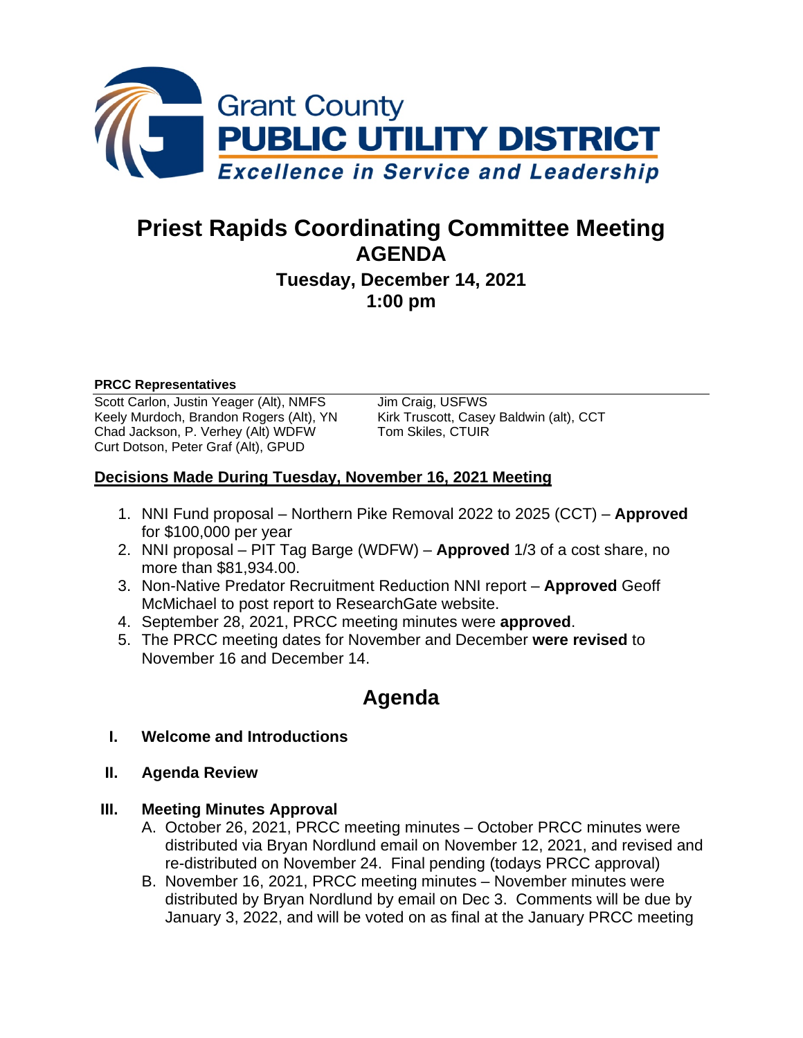Grant County
**PUBLIC UTILITY DISTRICT**
*Excellence in Service and Leadership*

# Priest Rapids Coordinating Committee Meeting
## AGENDA
### Tuesday, December 14, 2021
### 1:00 pm

**PRCC Representatives**

Scott Carlon, Justin Yeager (Alt), NMFS
Keely Murdoch, Brandon Rogers (Alt), YN
Chad Jackson, P. Verhey (Alt) WDFW
Curt Dotson, Peter Graf (Alt), GPUD
Jim Craig, USFWS
Kirk Truscott, Casey Baldwin (alt), CCT
Tom Skiles, CTUIR

**Decisions Made During Tuesday, November 16, 2021 Meeting**

1. NNI Fund proposal – Northern Pike Removal 2022 to 2025 (CCT) – **Approved** for $100,000 per year
2. NNI proposal – PIT Tag Barge (WDFW) – **Approved** 1/3 of a cost share, no more than $81,934.00.
3. Non-Native Predator Recruitment Reduction NNI report – **Approved** Geoff McMichael to post report to ResearchGate website.
4. September 28, 2021, PRCC meeting minutes were **approved**.
5. The PRCC meeting dates for November and December **were revised** to November 16 and December 14.

# Agenda

**I. Welcome and Introductions**

**II. Agenda Review**

**III. Meeting Minutes Approval**

A. October 26, 2021, PRCC meeting minutes – October PRCC minutes were distributed via Bryan Nordlund email on November 12, 2021, and revised and re-distributed on November 24. Final pending (todays PRCC approval)

B. November 16, 2021, PRCC meeting minutes – November minutes were distributed by Bryan Nordlund by email on Dec 3. Comments will be due by January 3, 2022, and will be voted on as final at the January PRCC meeting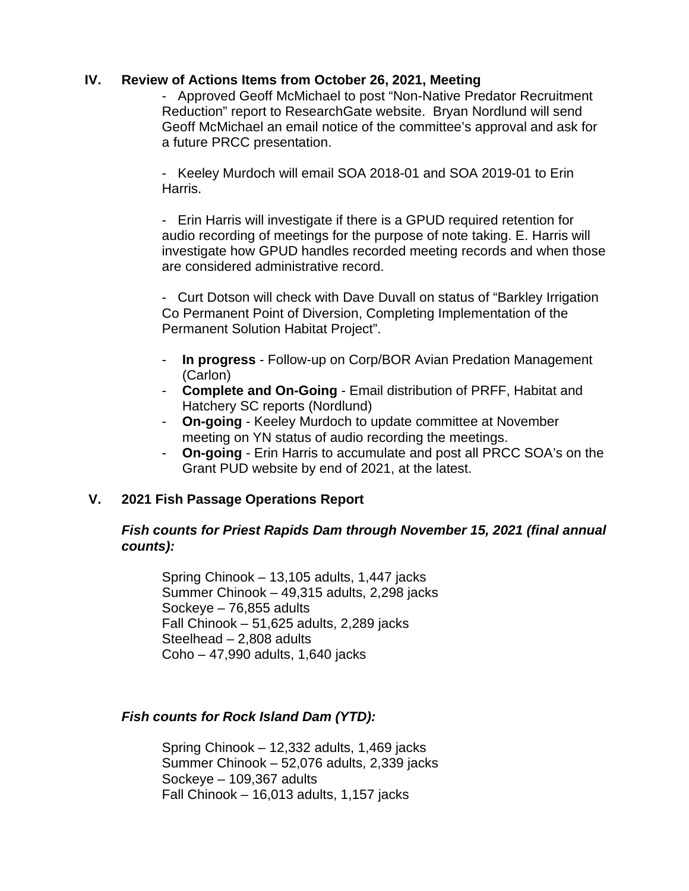## IV. Review of Actions Items from October 26, 2021, Meeting

- Approved Geoff McMichael to post "Non-Native Predator Recruitment Reduction" report to ResearchGate website. Bryan Nordlund will send Geoff McMichael an email notice of the committee's approval and ask for a future PRCC presentation.

- Keeley Murdoch will email SOA 2018-01 and SOA 2019-01 to Erin Harris.

- Erin Harris will investigate if there is a GPUD required retention for audio recording of meetings for the purpose of note taking. E. Harris will investigate how GPUD handles recorded meeting records and when those are considered administrative record.

- Curt Dotson will check with Dave Duvall on status of "Barkley Irrigation Co Permanent Point of Diversion, Completing Implementation of the Permanent Solution Habitat Project".

- **In progress** - Follow-up on Corp/BOR Avian Predation Management (Carlon)
- **Complete and On-Going** - Email distribution of PRFF, Habitat and Hatchery SC reports (Nordlund)
- **On-going** - Keeley Murdoch to update committee at November meeting on YN status of audio recording the meetings.
- **On-going** - Erin Harris to accumulate and post all PRCC SOA's on the Grant PUD website by end of 2021, at the latest.

## V. 2021 Fish Passage Operations Report

***Fish counts for Priest Rapids Dam through November 15, 2021 (final annual counts):***

Spring Chinook – 13,105 adults, 1,447 jacks
Summer Chinook – 49,315 adults, 2,298 jacks
Sockeye – 76,855 adults
Fall Chinook – 51,625 adults, 2,289 jacks
Steelhead – 2,808 adults
Coho – 47,990 adults, 1,640 jacks

***Fish counts for Rock Island Dam (YTD):***

Spring Chinook – 12,332 adults, 1,469 jacks
Summer Chinook – 52,076 adults, 2,339 jacks
Sockeye – 109,367 adults
Fall Chinook – 16,013 adults, 1,157 jacks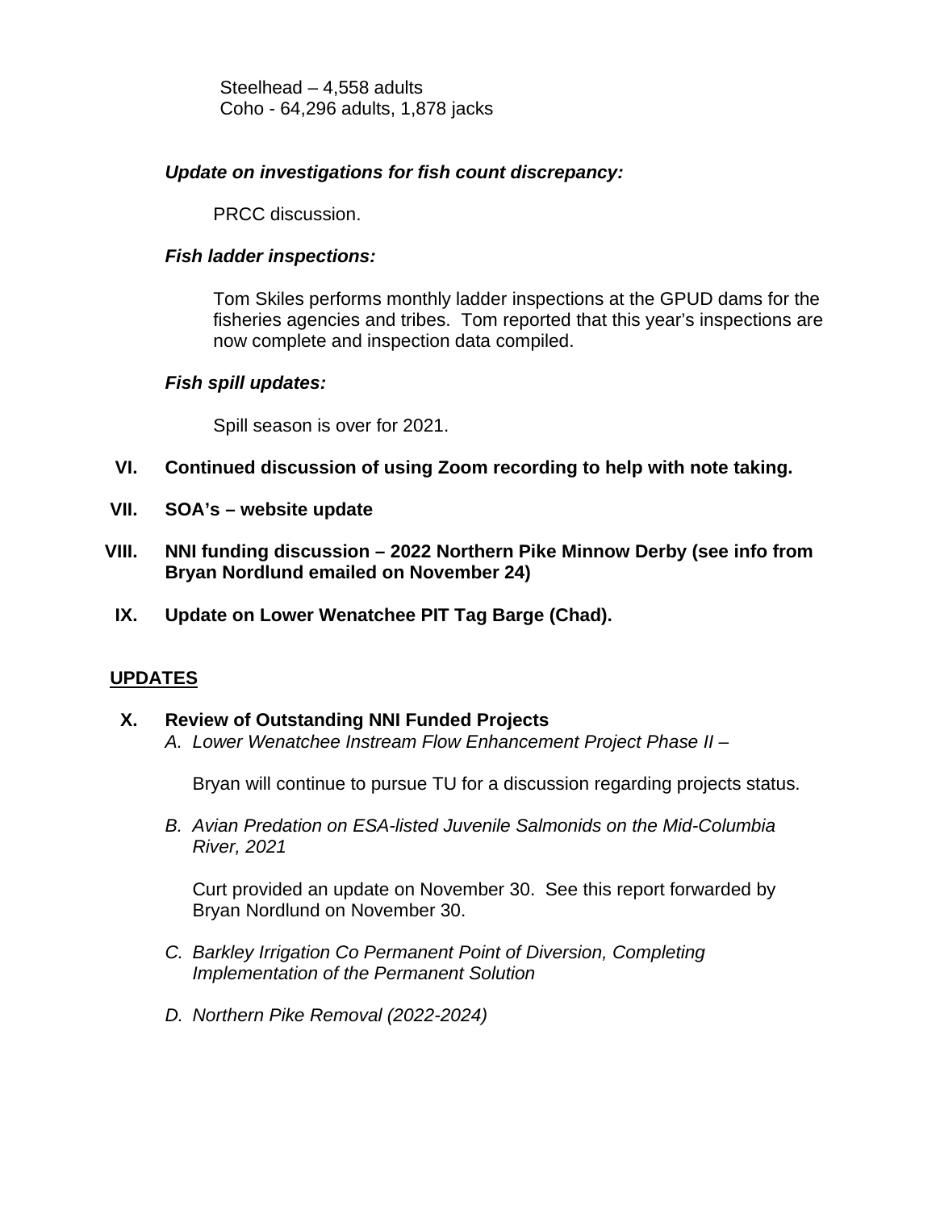Steelhead – 4,558 adults
Coho - 64,296 adults, 1,878 jacks

***Update on investigations for fish count discrepancy:***

PRCC discussion.

***Fish ladder inspections:***

Tom Skiles performs monthly ladder inspections at the GPUD dams for the fisheries agencies and tribes. Tom reported that this year's inspections are now complete and inspection data compiled.

***Fish spill updates:***

Spill season is over for 2021.

**VI. Continued discussion of using Zoom recording to help with note taking.**

**VII. SOA's – website update**

**VIII. NNI funding discussion – 2022 Northern Pike Minnow Derby (see info from Bryan Nordlund emailed on November 24)**

**IX. Update on Lower Wenatchee PIT Tag Barge (Chad).**

## UPDATES

**X. Review of Outstanding NNI Funded Projects**

*A. Lower Wenatchee Instream Flow Enhancement Project Phase II –*

Bryan will continue to pursue TU for a discussion regarding projects status.

*B. Avian Predation on ESA-listed Juvenile Salmonids on the Mid-Columbia River, 2021*

Curt provided an update on November 30. See this report forwarded by Bryan Nordlund on November 30.

*C. Barkley Irrigation Co Permanent Point of Diversion, Completing Implementation of the Permanent Solution*

*D. Northern Pike Removal (2022-2024)*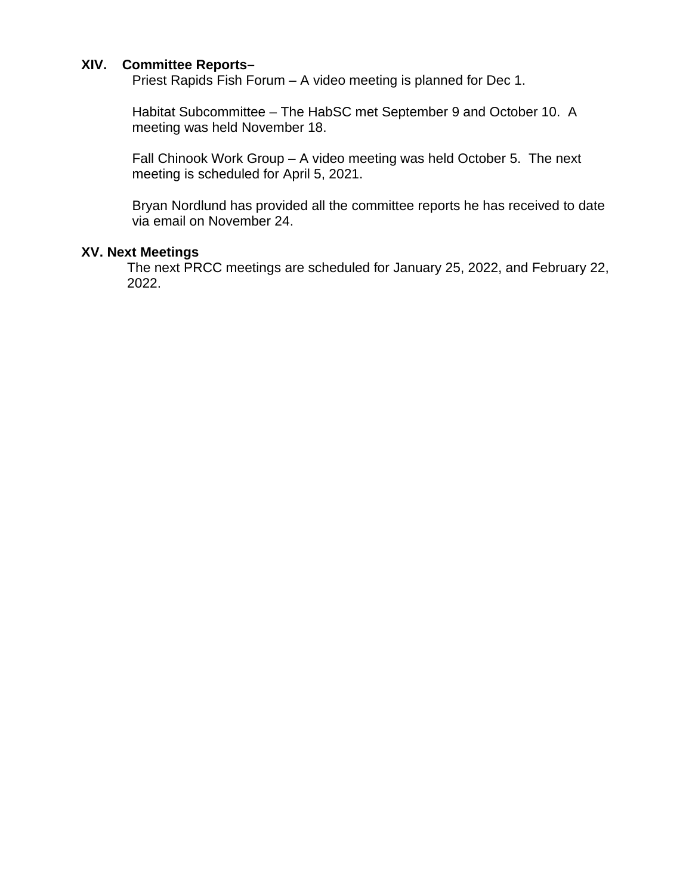**XIV. Committee Reports–**

Priest Rapids Fish Forum – A video meeting is planned for Dec 1.

Habitat Subcommittee – The HabSC met September 9 and October 10. A meeting was held November 18.

Fall Chinook Work Group – A video meeting was held October 5. The next meeting is scheduled for April 5, 2021.

Bryan Nordlund has provided all the committee reports he has received to date via email on November 24.

**XV. Next Meetings**

The next PRCC meetings are scheduled for January 25, 2022, and February 22, 2022.